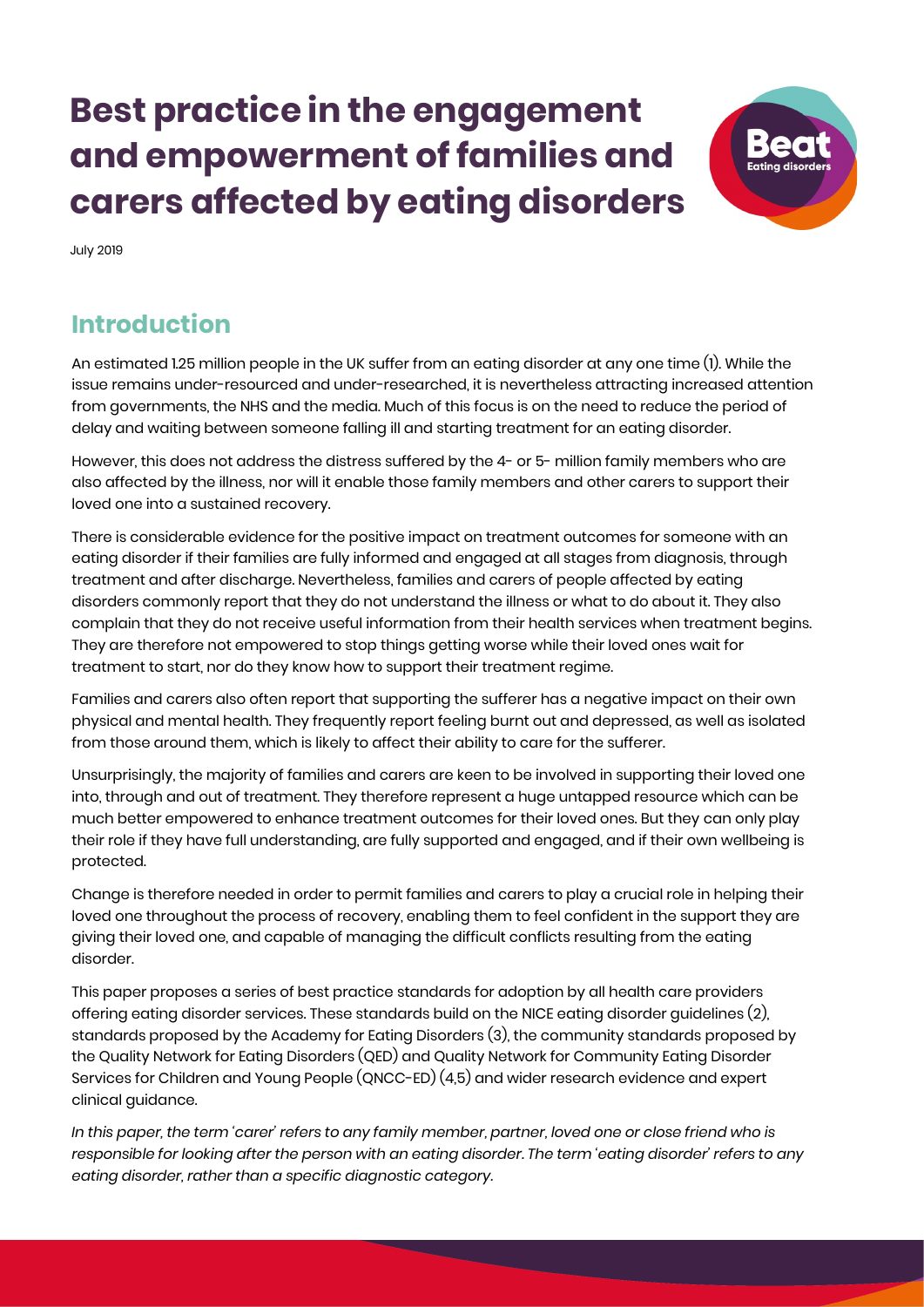# Best practice in the engagement and empowerment of families and carers affected by eating disorders

July 2019

## Introduction

An estimated 1.25 million people in the UK suffer from an eating disorder at any one time (1). While the issue remains under-resourced and under-researched, it is nevertheless attracting increased attention from governments, the NHS and the media. Much of this focus is on the need to reduce the period of delay and waiting between someone falling ill and starting treatment for an eating disorder.

However, this does not address the distress suffered by the 4- or 5- million family members who are also affected by the illness, nor will it enable those family members and other carers to support their loved one into a sustained recovery.

There is considerable evidence for the positive impact on treatment outcomes for someone with an eating disorder if their families are fully informed and engaged at all stages from diagnosis, through treatment and after discharge. Nevertheless, families and carers of people affected by eating disorders commonly report that they do not understand the illness or what to do about it. They also complain that they do not receive useful information from their health services when treatment begins. They are therefore not empowered to stop things getting worse while their loved ones wait for treatment to start, nor do they know how to support their treatment regime.

Families and carers also often report that supporting the sufferer has a negative impact on their own physical and mental health. They frequently report feeling burnt out and depressed, as well as isolated from those around them, which is likely to affect their ability to care for the sufferer.

Unsurprisingly, the majority of families and carers are keen to be involved in supporting their loved one into, through and out of treatment. They therefore represent a huge untapped resource which can be much better empowered to enhance treatment outcomes for their loved ones. But they can only play their role if they have full understanding, are fully supported and engaged, and if their own wellbeing is protected.

Change is therefore needed in order to permit families and carers to play a crucial role in helping their loved one throughout the process of recovery, enabling them to feel confident in the support they are giving their loved one, and capable of managing the difficult conflicts resulting from the eating disorder.

This paper proposes a series of best practice standards for adoption by all health care providers offering eating disorder services. These standards build on the NICE eating disorder guidelines (2), standards proposed by the Academy for Eating Disorders (3), the community standards proposed by the Quality Network for Eating Disorders (QED) and Quality Network for Community Eating Disorder Services for Children and Young People (QNCC-ED) (4,5) and wider research evidence and expert clinical guidance.

*In this paper, the term 'carer' refers to any family member, partner, loved one or close friend who is responsible for looking after the person with an eating disorder. The term 'eating disorder' refers to any eating disorder, rather than a specific diagnostic category.*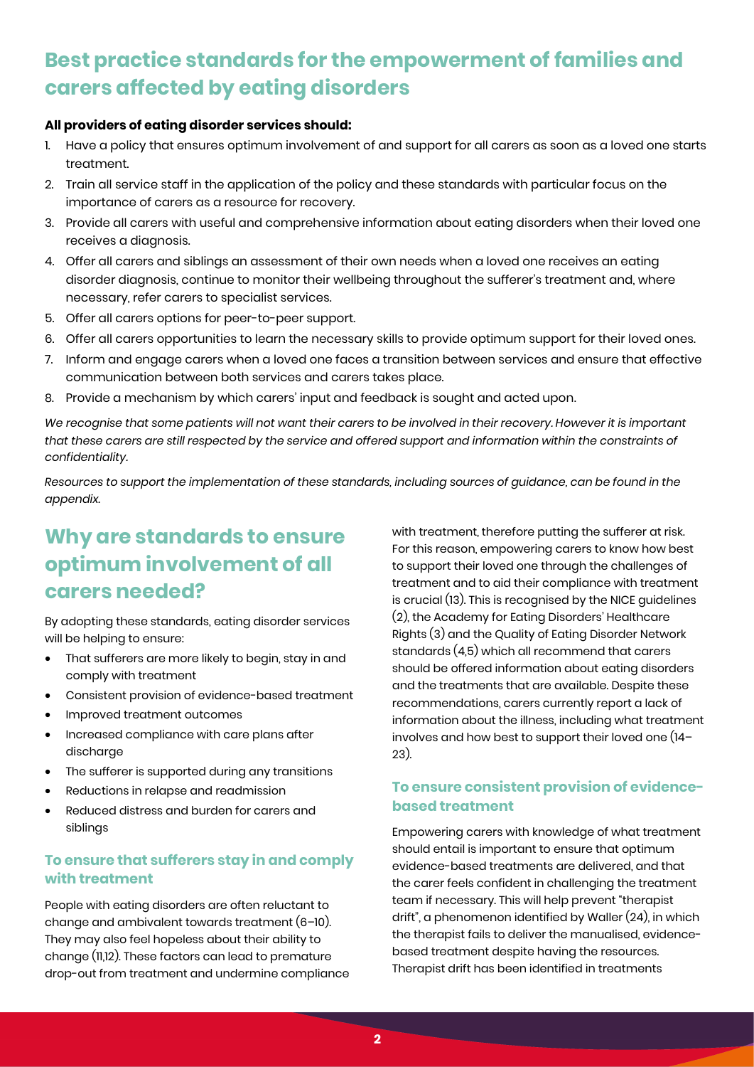# Best practice standards for the empowerment of families and carers affected by eating disorders

**All providers of eating disorder services should:**

1. Have a policy that ensures optimum involvement of and support for all carers as soon as a loved one starts treatment.
2. Train all service staff in the application of the policy and these standards with particular focus on the importance of carers as a resource for recovery.
3. Provide all carers with useful and comprehensive information about eating disorders when their loved one receives a diagnosis.
4. Offer all carers and siblings an assessment of their own needs when a loved one receives an eating disorder diagnosis, continue to monitor their wellbeing throughout the sufferer's treatment and, where necessary, refer carers to specialist services.
5. Offer all carers options for peer-to-peer support.
6. Offer all carers opportunities to learn the necessary skills to provide optimum support for their loved ones.
7. Inform and engage carers when a loved one faces a transition between services and ensure that effective communication between both services and carers takes place.
8. Provide a mechanism by which carers' input and feedback is sought and acted upon.

*We recognise that some patients will not want their carers to be involved in their recovery. However it is important that these carers are still respected by the service and offered support and information within the constraints of confidentiality.*

*Resources to support the implementation of these standards, including sources of guidance, can be found in the appendix.*

# Why are standards to ensure optimum involvement of all carers needed?

By adopting these standards, eating disorder services will be helping to ensure:

- That sufferers are more likely to begin, stay in and comply with treatment
- Consistent provision of evidence-based treatment
- Improved treatment outcomes
- Increased compliance with care plans after discharge
- The sufferer is supported during any transitions
- Reductions in relapse and readmission
- Reduced distress and burden for carers and siblings

## To ensure that sufferers stay in and comply with treatment

People with eating disorders are often reluctant to change and ambivalent towards treatment (6–10). They may also feel hopeless about their ability to change (11,12). These factors can lead to premature drop-out from treatment and undermine compliance with treatment, therefore putting the sufferer at risk. For this reason, empowering carers to know how best to support their loved one through the challenges of treatment and to aid their compliance with treatment is crucial (13). This is recognised by the NICE guidelines (2), the Academy for Eating Disorders' Healthcare Rights (3) and the Quality of Eating Disorder Network standards (4,5) which all recommend that carers should be offered information about eating disorders and the treatments that are available. Despite these recommendations, carers currently report a lack of information about the illness, including what treatment involves and how best to support their loved one (14–23).

## To ensure consistent provision of evidence-based treatment

Empowering carers with knowledge of what treatment should entail is important to ensure that optimum evidence-based treatments are delivered, and that the carer feels confident in challenging the treatment team if necessary. This will help prevent "therapist drift", a phenomenon identified by Waller (24), in which the therapist fails to deliver the manualised, evidence-based treatment despite having the resources. Therapist drift has been identified in treatments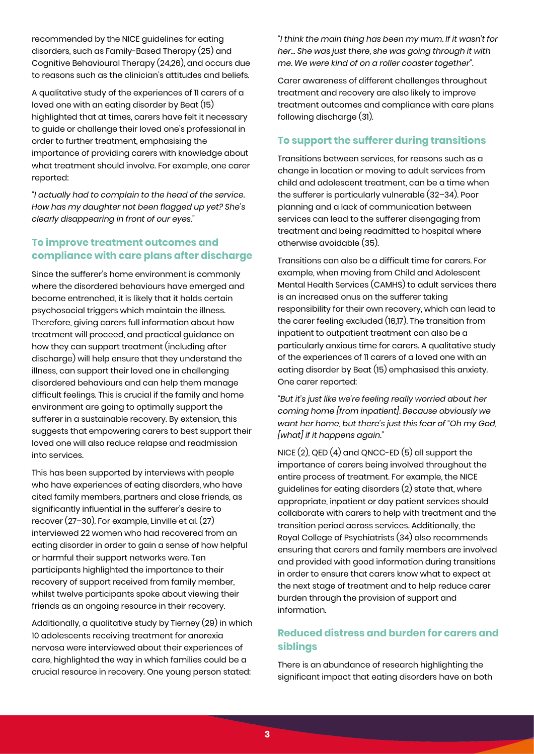recommended by the NICE guidelines for eating disorders, such as Family-Based Therapy (25) and Cognitive Behavioural Therapy (24,26), and occurs due to reasons such as the clinician's attitudes and beliefs.

A qualitative study of the experiences of 11 carers of a loved one with an eating disorder by Beat (15) highlighted that at times, carers have felt it necessary to guide or challenge their loved one's professional in order to further treatment, emphasising the importance of providing carers with knowledge about what treatment should involve. For example, one carer reported:

"*I actually had to complain to the head of the service. How has my daughter not been flagged up yet? She's clearly disappearing in front of our eyes.*"

### To improve treatment outcomes and compliance with care plans after discharge

Since the sufferer's home environment is commonly where the disordered behaviours have emerged and become entrenched, it is likely that it holds certain psychosocial triggers which maintain the illness. Therefore, giving carers full information about how treatment will proceed, and practical guidance on how they can support treatment (including after discharge) will help ensure that they understand the illness, can support their loved one in challenging disordered behaviours and can help them manage difficult feelings. This is crucial if the family and home environment are going to optimally support the sufferer in a sustainable recovery. By extension, this suggests that empowering carers to best support their loved one will also reduce relapse and readmission into services.

This has been supported by interviews with people who have experiences of eating disorders, who have cited family members, partners and close friends, as significantly influential in the sufferer's desire to recover (27–30). For example, Linville et al. (27) interviewed 22 women who had recovered from an eating disorder in order to gain a sense of how helpful or harmful their support networks were. Ten participants highlighted the importance to their recovery of support received from family member, whilst twelve participants spoke about viewing their friends as an ongoing resource in their recovery.

Additionally, a qualitative study by Tierney (29) in which 10 adolescents receiving treatment for anorexia nervosa were interviewed about their experiences of care, highlighted the way in which families could be a crucial resource in recovery. One young person stated:

"*I think the main thing has been my mum. If it wasn't for her… She was just there, she was going through it with me. We were kind of on a roller coaster together*".

Carer awareness of different challenges throughout treatment and recovery are also likely to improve treatment outcomes and compliance with care plans following discharge (31).

### To support the sufferer during transitions

Transitions between services, for reasons such as a change in location or moving to adult services from child and adolescent treatment, can be a time when the sufferer is particularly vulnerable (32–34). Poor planning and a lack of communication between services can lead to the sufferer disengaging from treatment and being readmitted to hospital where otherwise avoidable (35).

Transitions can also be a difficult time for carers. For example, when moving from Child and Adolescent Mental Health Services (CAMHS) to adult services there is an increased onus on the sufferer taking responsibility for their own recovery, which can lead to the carer feeling excluded (16,17). The transition from inpatient to outpatient treatment can also be a particularly anxious time for carers. A qualitative study of the experiences of 11 carers of a loved one with an eating disorder by Beat (15) emphasised this anxiety. One carer reported:

"*But it's just like we're feeling really worried about her coming home [from inpatient]. Because obviously we want her home, but there's just this fear of "Oh my God, [what] if it happens again.*"

NICE (2), QED (4) and QNCC-ED (5) all support the importance of carers being involved throughout the entire process of treatment. For example, the NICE guidelines for eating disorders (2) state that, where appropriate, inpatient or day patient services should collaborate with carers to help with treatment and the transition period across services. Additionally, the Royal College of Psychiatrists (34) also recommends ensuring that carers and family members are involved and provided with good information during transitions in order to ensure that carers know what to expect at the next stage of treatment and to help reduce carer burden through the provision of support and information.

### Reduced distress and burden for carers and siblings

There is an abundance of research highlighting the significant impact that eating disorders have on both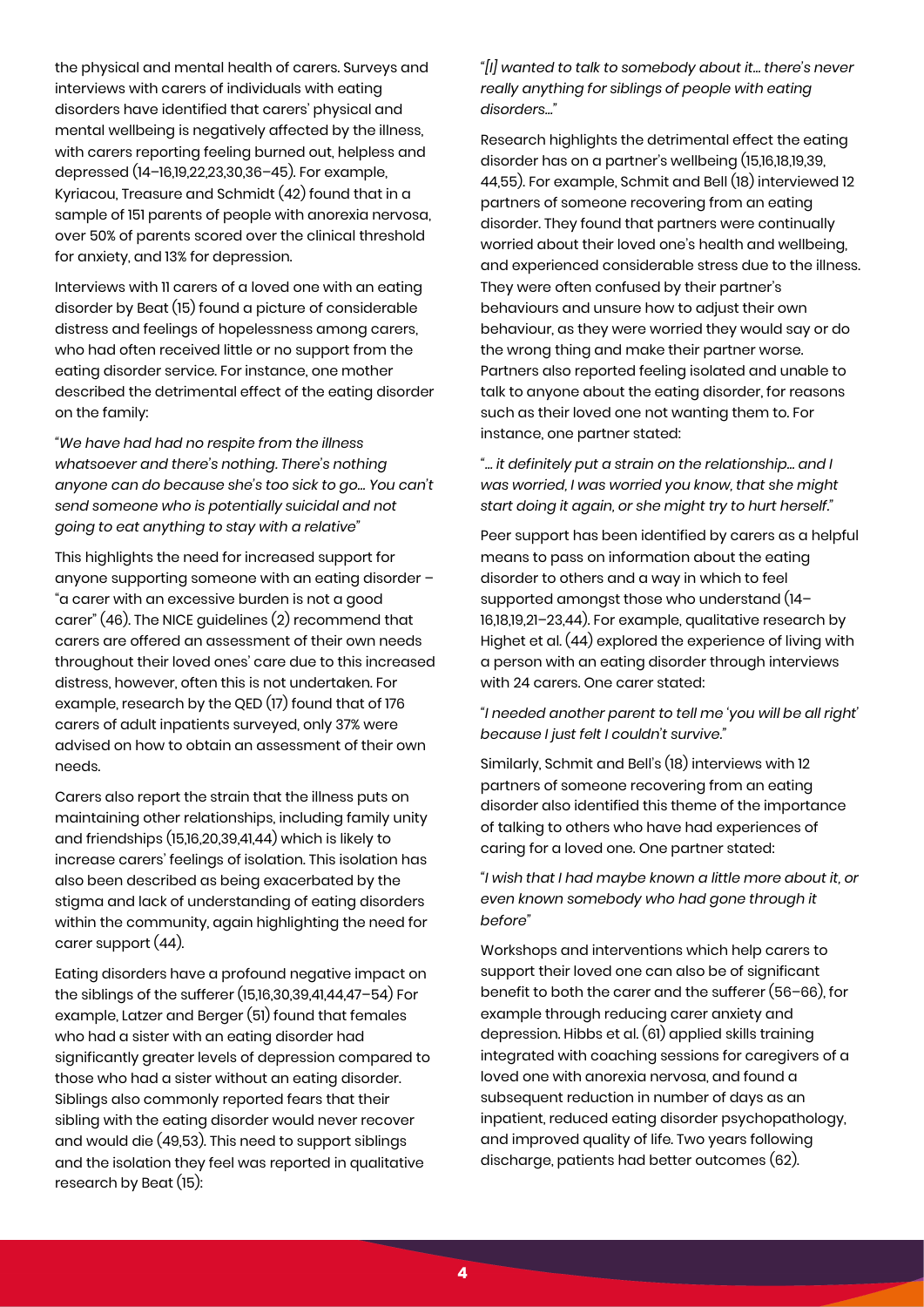the physical and mental health of carers. Surveys and interviews with carers of individuals with eating disorders have identified that carers' physical and mental wellbeing is negatively affected by the illness, with carers reporting feeling burned out, helpless and depressed (14–16,19,22,23,30,36–45). For example, Kyriacou, Treasure and Schmidt (42) found that in a sample of 151 parents of people with anorexia nervosa, over 50% of parents scored over the clinical threshold for anxiety, and 13% for depression.

Interviews with 11 carers of a loved one with an eating disorder by Beat (15) found a picture of considerable distress and feelings of hopelessness among carers, who had often received little or no support from the eating disorder service. For instance, one mother described the detrimental effect of the eating disorder on the family:

"*We have had had no respite from the illness whatsoever and there's nothing. There's nothing anyone can do because she's too sick to go… You can't send someone who is potentially suicidal and not going to eat anything to stay with a relative*"

This highlights the need for increased support for anyone supporting someone with an eating disorder – "a carer with an excessive burden is not a good carer" (46). The NICE guidelines (2) recommend that carers are offered an assessment of their own needs throughout their loved ones' care due to this increased distress, however, often this is not undertaken. For example, research by the QED (17) found that of 176 carers of adult inpatients surveyed, only 37% were advised on how to obtain an assessment of their own needs.

Carers also report the strain that the illness puts on maintaining other relationships, including family unity and friendships (15,16,20,39,41,44) which is likely to increase carers' feelings of isolation. This isolation has also been described as being exacerbated by the stigma and lack of understanding of eating disorders within the community, again highlighting the need for carer support (44).

Eating disorders have a profound negative impact on the siblings of the sufferer (15,16,30,39,41,44,47–54) For example, Latzer and Berger (51) found that females who had a sister with an eating disorder had significantly greater levels of depression compared to those who had a sister without an eating disorder. Siblings also commonly reported fears that their sibling with the eating disorder would never recover and would die (49,53). This need to support siblings and the isolation they feel was reported in qualitative research by Beat (15):

"*[I] wanted to talk to somebody about it… there's never really anything for siblings of people with eating disorders…*"

Research highlights the detrimental effect the eating disorder has on a partner's wellbeing (15,16,18,19,39, 44,55). For example, Schmit and Bell (18) interviewed 12 partners of someone recovering from an eating disorder. They found that partners were continually worried about their loved one's health and wellbeing, and experienced considerable stress due to the illness. They were often confused by their partner's behaviours and unsure how to adjust their own behaviour, as they were worried they would say or do the wrong thing and make their partner worse. Partners also reported feeling isolated and unable to talk to anyone about the eating disorder, for reasons such as their loved one not wanting them to. For instance, one partner stated:

"*… it definitely put a strain on the relationship… and I was worried, I was worried you know, that she might start doing it again, or she might try to hurt herself.*"

Peer support has been identified by carers as a helpful means to pass on information about the eating disorder to others and a way in which to feel supported amongst those who understand (14–16,18,19,21–23,44). For example, qualitative research by Highet et al. (44) explored the experience of living with a person with an eating disorder through interviews with 24 carers. One carer stated:

"*I needed another parent to tell me 'you will be all right' because I just felt I couldn't survive.*"

Similarly, Schmit and Bell's (18) interviews with 12 partners of someone recovering from an eating disorder also identified this theme of the importance of talking to others who have had experiences of caring for a loved one. One partner stated:

"*I wish that I had maybe known a little more about it, or even known somebody who had gone through it before*"

Workshops and interventions which help carers to support their loved one can also be of significant benefit to both the carer and the sufferer (56–66), for example through reducing carer anxiety and depression. Hibbs et al. (61) applied skills training integrated with coaching sessions for caregivers of a loved one with anorexia nervosa, and found a subsequent reduction in number of days as an inpatient, reduced eating disorder psychopathology, and improved quality of life. Two years following discharge, patients had better outcomes (62).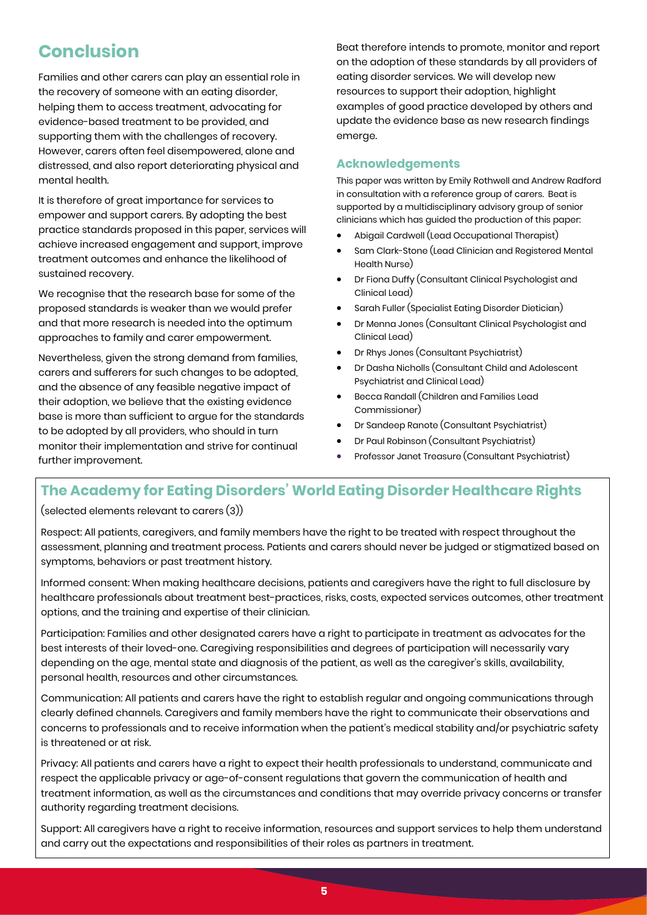## Conclusion

Families and other carers can play an essential role in the recovery of someone with an eating disorder, helping them to access treatment, advocating for evidence-based treatment to be provided, and supporting them with the challenges of recovery. However, carers often feel disempowered, alone and distressed, and also report deteriorating physical and mental health.

It is therefore of great importance for services to empower and support carers. By adopting the best practice standards proposed in this paper, services will achieve increased engagement and support, improve treatment outcomes and enhance the likelihood of sustained recovery.

We recognise that the research base for some of the proposed standards is weaker than we would prefer and that more research is needed into the optimum approaches to family and carer empowerment.

Nevertheless, given the strong demand from families, carers and sufferers for such changes to be adopted, and the absence of any feasible negative impact of their adoption, we believe that the existing evidence base is more than sufficient to argue for the standards to be adopted by all providers, who should in turn monitor their implementation and strive for continual further improvement.

Beat therefore intends to promote, monitor and report on the adoption of these standards by all providers of eating disorder services. We will develop new resources to support their adoption, highlight examples of good practice developed by others and update the evidence base as new research findings emerge.

### Acknowledgements

This paper was written by Emily Rothwell and Andrew Radford in consultation with a reference group of carers. Beat is supported by a multidisciplinary advisory group of senior clinicians which has guided the production of this paper:

- Abigail Cardwell (Lead Occupational Therapist)
- Sam Clark-Stone (Lead Clinician and Registered Mental Health Nurse)
- Dr Fiona Duffy (Consultant Clinical Psychologist and Clinical Lead)
- Sarah Fuller (Specialist Eating Disorder Dietician)
- Dr Menna Jones (Consultant Clinical Psychologist and Clinical Lead)
- Dr Rhys Jones (Consultant Psychiatrist)
- Dr Dasha Nicholls (Consultant Child and Adolescent Psychiatrist and Clinical Lead)
- Becca Randall (Children and Families Lead Commissioner)
- Dr Sandeep Ranote (Consultant Psychiatrist)
- Dr Paul Robinson (Consultant Psychiatrist)
- Professor Janet Treasure (Consultant Psychiatrist)

## The Academy for Eating Disorders' World Eating Disorder Healthcare Rights

(selected elements relevant to carers (3))

Respect: All patients, caregivers, and family members have the right to be treated with respect throughout the assessment, planning and treatment process. Patients and carers should never be judged or stigmatized based on symptoms, behaviors or past treatment history.

Informed consent: When making healthcare decisions, patients and caregivers have the right to full disclosure by healthcare professionals about treatment best-practices, risks, costs, expected services outcomes, other treatment options, and the training and expertise of their clinician.

Participation: Families and other designated carers have a right to participate in treatment as advocates for the best interests of their loved-one. Caregiving responsibilities and degrees of participation will necessarily vary depending on the age, mental state and diagnosis of the patient, as well as the caregiver's skills, availability, personal health, resources and other circumstances.

Communication: All patients and carers have the right to establish regular and ongoing communications through clearly defined channels. Caregivers and family members have the right to communicate their observations and concerns to professionals and to receive information when the patient's medical stability and/or psychiatric safety is threatened or at risk.

Privacy: All patients and carers have a right to expect their health professionals to understand, communicate and respect the applicable privacy or age-of-consent regulations that govern the communication of health and treatment information, as well as the circumstances and conditions that may override privacy concerns or transfer authority regarding treatment decisions.

Support: All caregivers have a right to receive information, resources and support services to help them understand and carry out the expectations and responsibilities of their roles as partners in treatment.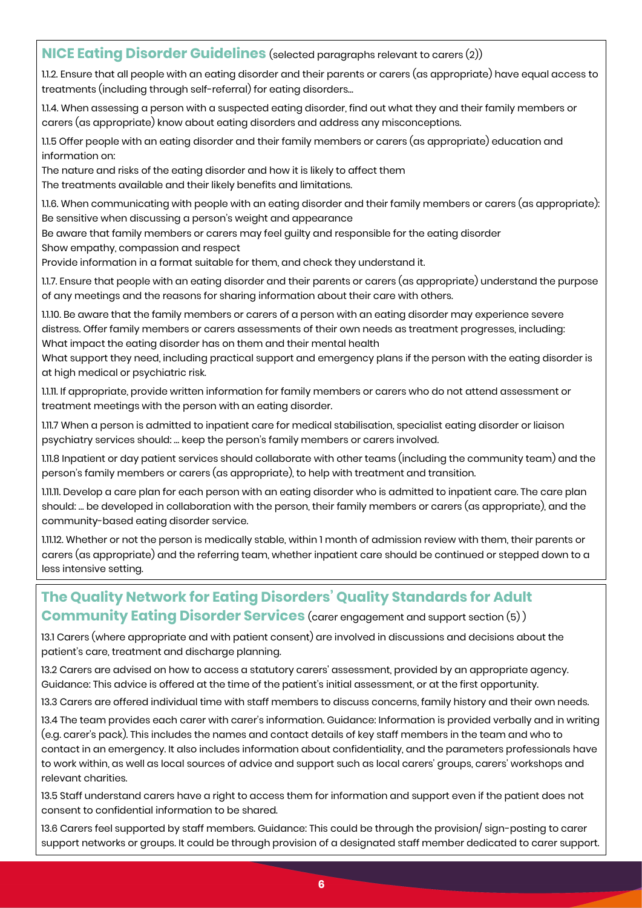## NICE Eating Disorder Guidelines (selected paragraphs relevant to carers (2))

1.1.2. Ensure that all people with an eating disorder and their parents or carers (as appropriate) have equal access to treatments (including through self-referral) for eating disorders...

1.1.4. When assessing a person with a suspected eating disorder, find out what they and their family members or carers (as appropriate) know about eating disorders and address any misconceptions.

1.1.5 Offer people with an eating disorder and their family members or carers (as appropriate) education and information on:
The nature and risks of the eating disorder and how it is likely to affect them
The treatments available and their likely benefits and limitations.

1.1.6. When communicating with people with an eating disorder and their family members or carers (as appropriate):
Be sensitive when discussing a person's weight and appearance
Be aware that family members or carers may feel guilty and responsible for the eating disorder
Show empathy, compassion and respect
Provide information in a format suitable for them, and check they understand it.

1.1.7. Ensure that people with an eating disorder and their parents or carers (as appropriate) understand the purpose of any meetings and the reasons for sharing information about their care with others.

1.1.10. Be aware that the family members or carers of a person with an eating disorder may experience severe distress. Offer family members or carers assessments of their own needs as treatment progresses, including:
What impact the eating disorder has on them and their mental health
What support they need, including practical support and emergency plans if the person with the eating disorder is at high medical or psychiatric risk.

1.1.11. If appropriate, provide written information for family members or carers who do not attend assessment or treatment meetings with the person with an eating disorder.

1.11.7 When a person is admitted to inpatient care for medical stabilisation, specialist eating disorder or liaison psychiatry services should: ... keep the person's family members or carers involved.

1.11.8 Inpatient or day patient services should collaborate with other teams (including the community team) and the person's family members or carers (as appropriate), to help with treatment and transition.

1.11.11. Develop a care plan for each person with an eating disorder who is admitted to inpatient care. The care plan should: ... be developed in collaboration with the person, their family members or carers (as appropriate), and the community-based eating disorder service.

1.11.12. Whether or not the person is medically stable, within 1 month of admission review with them, their parents or carers (as appropriate) and the referring team, whether inpatient care should be continued or stepped down to a less intensive setting.

## The Quality Network for Eating Disorders' Quality Standards for Adult Community Eating Disorder Services (carer engagement and support section (5) )

13.1 Carers (where appropriate and with patient consent) are involved in discussions and decisions about the patient's care, treatment and discharge planning.

13.2 Carers are advised on how to access a statutory carers' assessment, provided by an appropriate agency. Guidance: This advice is offered at the time of the patient's initial assessment, or at the first opportunity.

13.3 Carers are offered individual time with staff members to discuss concerns, family history and their own needs.

13.4 The team provides each carer with carer's information. Guidance: Information is provided verbally and in writing (e.g. carer's pack). This includes the names and contact details of key staff members in the team and who to contact in an emergency. It also includes information about confidentiality, and the parameters professionals have to work within, as well as local sources of advice and support such as local carers' groups, carers' workshops and relevant charities.

13.5 Staff understand carers have a right to access them for information and support even if the patient does not consent to confidential information to be shared.

13.6 Carers feel supported by staff members. Guidance: This could be through the provision/ sign-posting to carer support networks or groups. It could be through provision of a designated staff member dedicated to carer support.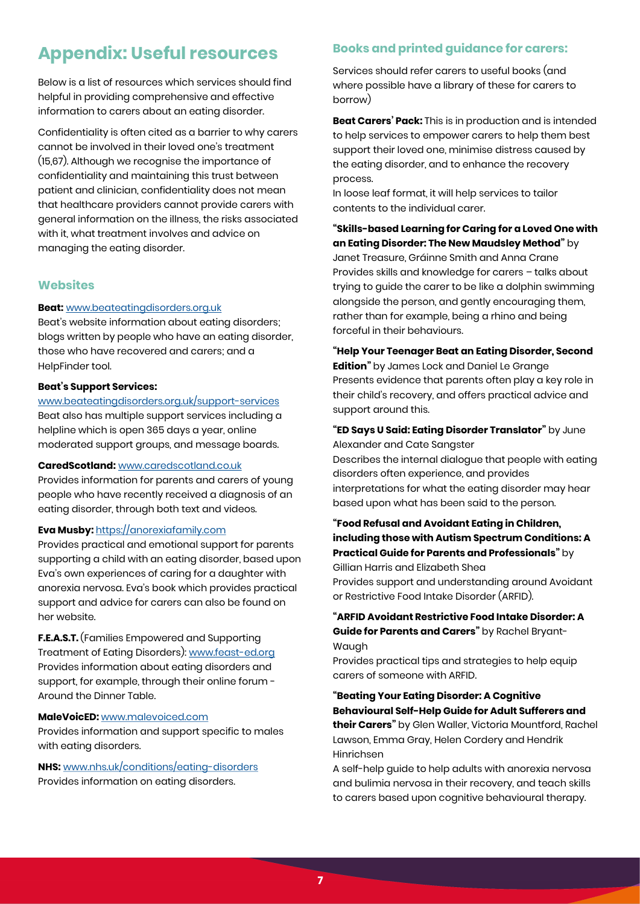## Appendix: Useful resources

Below is a list of resources which services should find helpful in providing comprehensive and effective information to carers about an eating disorder.

Confidentiality is often cited as a barrier to why carers cannot be involved in their loved one's treatment (15,67). Although we recognise the importance of confidentiality and maintaining this trust between patient and clinician, confidentiality does not mean that healthcare providers cannot provide carers with general information on the illness, the risks associated with it, what treatment involves and advice on managing the eating disorder.

### Websites

**Beat:** www.beateatingdisorders.org.uk
Beat's website information about eating disorders; blogs written by people who have an eating disorder, those who have recovered and carers; and a HelpFinder tool.

**Beat's Support Services:**
www.beateatingdisorders.org.uk/support-services
Beat also has multiple support services including a helpline which is open 365 days a year, online moderated support groups, and message boards.

**CaredScotland:** www.caredscotland.co.uk
Provides information for parents and carers of young people who have recently received a diagnosis of an eating disorder, through both text and videos.

**Eva Musby:** https://anorexiafamily.com
Provides practical and emotional support for parents supporting a child with an eating disorder, based upon Eva's own experiences of caring for a daughter with anorexia nervosa. Eva's book which provides practical support and advice for carers can also be found on her website.

**F.E.A.S.T.** (Families Empowered and Supporting Treatment of Eating Disorders): www.feast-ed.org
Provides information about eating disorders and support, for example, through their online forum - Around the Dinner Table.

**MaleVoicED:** www.malevoiced.com
Provides information and support specific to males with eating disorders.

**NHS:** www.nhs.uk/conditions/eating-disorders
Provides information on eating disorders.

### Books and printed guidance for carers:

Services should refer carers to useful books (and where possible have a library of these for carers to borrow)

**Beat Carers' Pack:** This is in production and is intended to help services to empower carers to help them best support their loved one, minimise distress caused by the eating disorder, and to enhance the recovery process.
In loose leaf format, it will help services to tailor contents to the individual carer.

**"Skills-based Learning for Caring for a Loved One with an Eating Disorder: The New Maudsley Method"** by Janet Treasure, Gráinne Smith and Anna Crane
Provides skills and knowledge for carers – talks about trying to guide the carer to be like a dolphin swimming alongside the person, and gently encouraging them, rather than for example, being a rhino and being forceful in their behaviours.

**"Help Your Teenager Beat an Eating Disorder, Second Edition"** by James Lock and Daniel Le Grange
Presents evidence that parents often play a key role in their child's recovery, and offers practical advice and support around this.

**"ED Says U Said: Eating Disorder Translator"** by June Alexander and Cate Sangster
Describes the internal dialogue that people with eating disorders often experience, and provides interpretations for what the eating disorder may hear based upon what has been said to the person.

**"Food Refusal and Avoidant Eating in Children, including those with Autism Spectrum Conditions: A Practical Guide for Parents and Professionals"** by Gillian Harris and Elizabeth Shea
Provides support and understanding around Avoidant or Restrictive Food Intake Disorder (ARFID).

**"ARFID Avoidant Restrictive Food Intake Disorder: A Guide for Parents and Carers"** by Rachel Bryant-Waugh
Provides practical tips and strategies to help equip carers of someone with ARFID.

**"Beating Your Eating Disorder: A Cognitive Behavioural Self-Help Guide for Adult Sufferers and their Carers"** by Glen Waller, Victoria Mountford, Rachel Lawson, Emma Gray, Helen Cordery and Hendrik Hinrichsen
A self-help guide to help adults with anorexia nervosa and bulimia nervosa in their recovery, and teach skills to carers based upon cognitive behavioural therapy.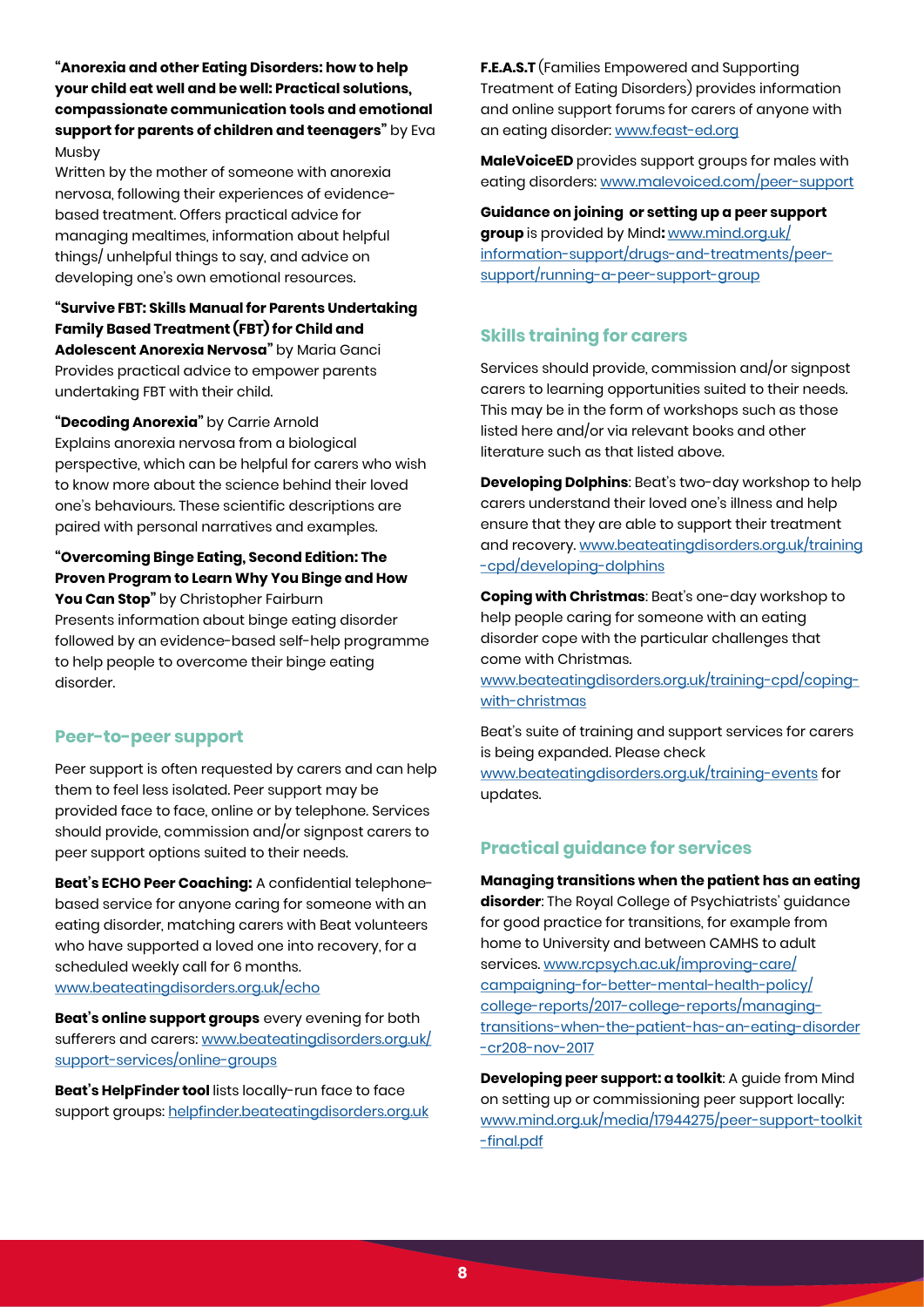**"Anorexia and other Eating Disorders: how to help your child eat well and be well: Practical solutions, compassionate communication tools and emotional support for parents of children and teenagers"** by Eva Musby
Written by the mother of someone with anorexia nervosa, following their experiences of evidence-based treatment. Offers practical advice for managing mealtimes, information about helpful things/ unhelpful things to say, and advice on developing one's own emotional resources.

**"Survive FBT: Skills Manual for Parents Undertaking Family Based Treatment (FBT) for Child and Adolescent Anorexia Nervosa"** by Maria Ganci
Provides practical advice to empower parents undertaking FBT with their child.

**"Decoding Anorexia"** by Carrie Arnold
Explains anorexia nervosa from a biological perspective, which can be helpful for carers who wish to know more about the science behind their loved one's behaviours. These scientific descriptions are paired with personal narratives and examples.

**"Overcoming Binge Eating, Second Edition: The Proven Program to Learn Why You Binge and How You Can Stop"** by Christopher Fairburn
Presents information about binge eating disorder followed by an evidence-based self-help programme to help people to overcome their binge eating disorder.

## Peer-to-peer support

Peer support is often requested by carers and can help them to feel less isolated. Peer support may be provided face to face, online or by telephone. Services should provide, commission and/or signpost carers to peer support options suited to their needs.

**Beat's ECHO Peer Coaching:** A confidential telephone-based service for anyone caring for someone with an eating disorder, matching carers with Beat volunteers who have supported a loved one into recovery, for a scheduled weekly call for 6 months. www.beateatingdisorders.org.uk/echo

**Beat's online support groups** every evening for both sufferers and carers: www.beateatingdisorders.org.uk/support-services/online-groups

**Beat's HelpFinder tool** lists locally-run face to face support groups: helpfinder.beateatingdisorders.org.uk

**F.E.A.S.T** (Families Empowered and Supporting Treatment of Eating Disorders) provides information and online support forums for carers of anyone with an eating disorder: www.feast-ed.org

**MaleVoiceED** provides support groups for males with eating disorders: www.malevoiced.com/peer-support

**Guidance on joining or setting up a peer support group** is provided by Mind**:** www.mind.org.uk/information-support/drugs-and-treatments/peer-support/running-a-peer-support-group

## Skills training for carers

Services should provide, commission and/or signpost carers to learning opportunities suited to their needs. This may be in the form of workshops such as those listed here and/or via relevant books and other literature such as that listed above.

**Developing Dolphins**: Beat's two-day workshop to help carers understand their loved one's illness and help ensure that they are able to support their treatment and recovery. www.beateatingdisorders.org.uk/training-cpd/developing-dolphins

**Coping with Christmas**: Beat's one-day workshop to help people caring for someone with an eating disorder cope with the particular challenges that come with Christmas. www.beateatingdisorders.org.uk/training-cpd/coping-with-christmas

Beat's suite of training and support services for carers is being expanded. Please check www.beateatingdisorders.org.uk/training-events for updates.

## Practical guidance for services

**Managing transitions when the patient has an eating disorder**: The Royal College of Psychiatrists' guidance for good practice for transitions, for example from home to University and between CAMHS to adult services. www.rcpsych.ac.uk/improving-care/campaigning-for-better-mental-health-policy/college-reports/2017-college-reports/managing-transitions-when-the-patient-has-an-eating-disorder-cr208-nov-2017

**Developing peer support: a toolkit**: A guide from Mind on setting up or commissioning peer support locally: www.mind.org.uk/media/17944275/peer-support-toolkit-final.pdf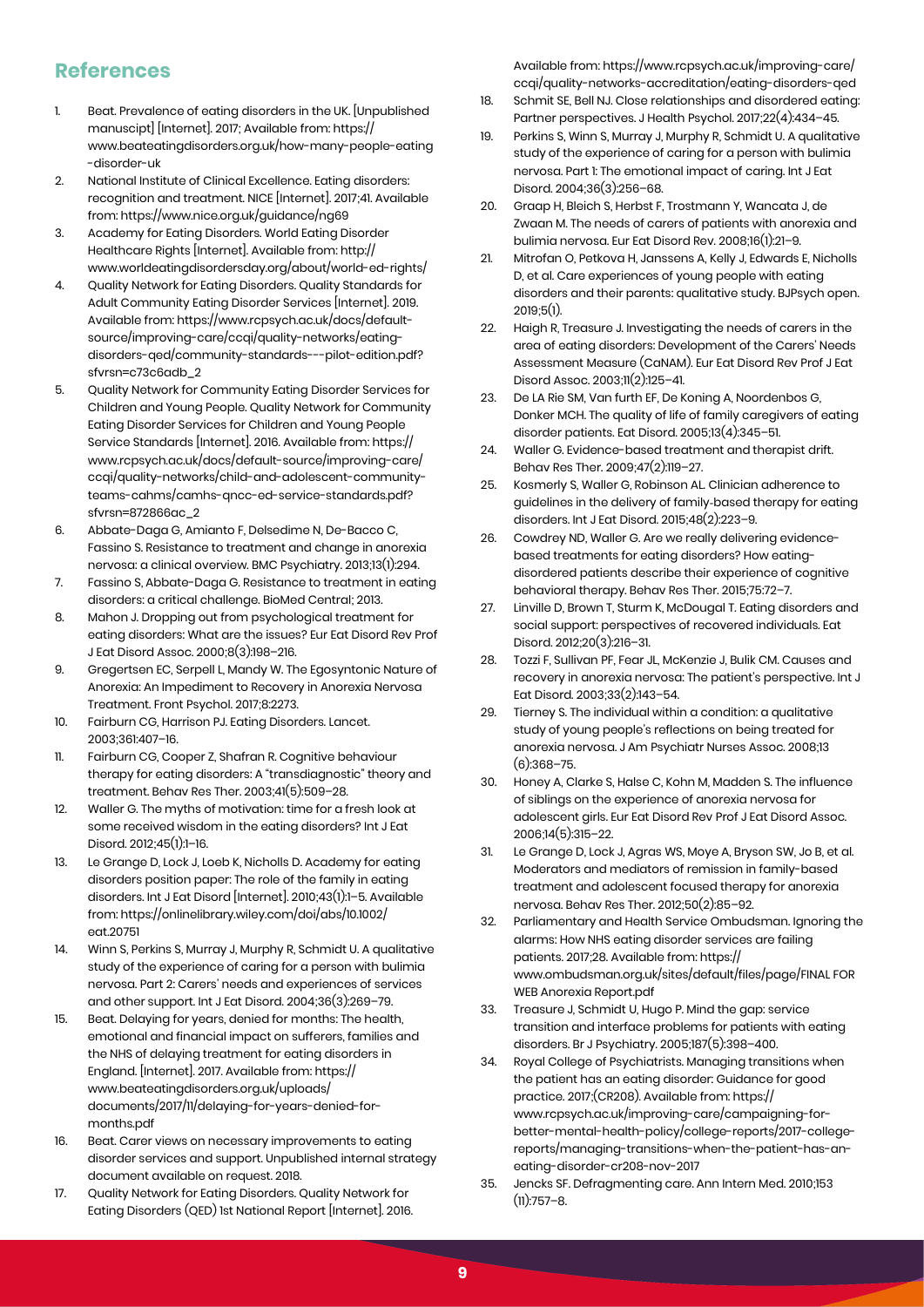## References

1. Beat. Prevalence of eating disorders in the UK. [Unpublished manuscipt] [Internet]. 2017; Available from: https://www.beateatingdisorders.org.uk/how-many-people-eating-disorder-uk
2. National Institute of Clinical Excellence. Eating disorders: recognition and treatment. NICE [Internet]. 2017;41. Available from: https://www.nice.org.uk/guidance/ng69
3. Academy for Eating Disorders. World Eating Disorder Healthcare Rights [Internet]. Available from: http://www.worldeatingdisordersday.org/about/world-ed-rights/
4. Quality Network for Eating Disorders. Quality Standards for Adult Community Eating Disorder Services [Internet]. 2019. Available from: https://www.rcpsych.ac.uk/docs/default-source/improving-care/ccqi/quality-networks/eating-disorders-qed/community-standards---pilot-edition.pdf?sfvrsn=c73c6adb_2
5. Quality Network for Community Eating Disorder Services for Children and Young People. Quality Network for Community Eating Disorder Services for Children and Young People Service Standards [Internet]. 2016. Available from: https://www.rcpsych.ac.uk/docs/default-source/improving-care/ccqi/quality-networks/child-and-adolescent-community-teams-cahms/camhs-qncc-ed-service-standards.pdf?sfvrsn=872866ac_2
6. Abbate-Daga G, Amianto F, Delsedime N, De-Bacco C, Fassino S. Resistance to treatment and change in anorexia nervosa: a clinical overview. BMC Psychiatry. 2013;13(1):294.
7. Fassino S, Abbate-Daga G. Resistance to treatment in eating disorders: a critical challenge. BioMed Central; 2013.
8. Mahon J. Dropping out from psychological treatment for eating disorders: What are the issues? Eur Eat Disord Rev Prof J Eat Disord Assoc. 2000;8(3):198–216.
9. Gregertsen EC, Serpell L, Mandy W. The Egosyntonic Nature of Anorexia: An Impediment to Recovery in Anorexia Nervosa Treatment. Front Psychol. 2017;8:2273.
10. Fairburn CG, Harrison PJ. Eating Disorders. Lancet. 2003;361:407–16.
11. Fairburn CG, Cooper Z, Shafran R. Cognitive behaviour therapy for eating disorders: A "transdiagnostic" theory and treatment. Behav Res Ther. 2003;41(5):509–28.
12. Waller G. The myths of motivation: time for a fresh look at some received wisdom in the eating disorders? Int J Eat Disord. 2012;45(1):1–16.
13. Le Grange D, Lock J, Loeb K, Nicholls D. Academy for eating disorders position paper: The role of the family in eating disorders. Int J Eat Disord [Internet]. 2010;43(1):1–5. Available from: https://onlinelibrary.wiley.com/doi/abs/10.1002/eat.20751
14. Winn S, Perkins S, Murray J, Murphy R, Schmidt U. A qualitative study of the experience of caring for a person with bulimia nervosa. Part 2: Carers' needs and experiences of services and other support. Int J Eat Disord. 2004;36(3):269–79.
15. Beat. Delaying for years, denied for months: The health, emotional and financial impact on sufferers, families and the NHS of delaying treatment for eating disorders in England. [Internet]. 2017. Available from: https://www.beateatingdisorders.org.uk/uploads/documents/2017/11/delaying-for-years-denied-for-months.pdf
16. Beat. Carer views on necessary improvements to eating disorder services and support. Unpublished internal strategy document available on request. 2018.
17. Quality Network for Eating Disorders. Quality Network for Eating Disorders (QED) 1st National Report [Internet]. 2016. Available from: https://www.rcpsych.ac.uk/improving-care/ccqi/quality-networks-accreditation/eating-disorders-qed
18. Schmit SE, Bell NJ. Close relationships and disordered eating: Partner perspectives. J Health Psychol. 2017;22(4):434–45.
19. Perkins S, Winn S, Murray J, Murphy R, Schmidt U. A qualitative study of the experience of caring for a person with bulimia nervosa. Part 1: The emotional impact of caring. Int J Eat Disord. 2004;36(3):256–68.
20. Graap H, Bleich S, Herbst F, Trostmann Y, Wancata J, de Zwaan M. The needs of carers of patients with anorexia and bulimia nervosa. Eur Eat Disord Rev. 2008;16(1):21–9.
21. Mitrofan O, Petkova H, Janssens A, Kelly J, Edwards E, Nicholls D, et al. Care experiences of young people with eating disorders and their parents: qualitative study. BJPsych open. 2019;5(1).
22. Haigh R, Treasure J. Investigating the needs of carers in the area of eating disorders: Development of the Carers' Needs Assessment Measure (CaNAM). Eur Eat Disord Rev Prof J Eat Disord Assoc. 2003;11(2):125–41.
23. De LA Rie SM, Van furth EF, De Koning A, Noordenbos G, Donker MCH. The quality of life of family caregivers of eating disorder patients. Eat Disord. 2005;13(4):345–51.
24. Waller G. Evidence-based treatment and therapist drift. Behav Res Ther. 2009;47(2):119–27.
25. Kosmerly S, Waller G, Robinson AL. Clinician adherence to guidelines in the delivery of family-based therapy for eating disorders. Int J Eat Disord. 2015;48(2):223–9.
26. Cowdrey ND, Waller G. Are we really delivering evidence-based treatments for eating disorders? How eating-disordered patients describe their experience of cognitive behavioral therapy. Behav Res Ther. 2015;75:72–7.
27. Linville D, Brown T, Sturm K, McDougal T. Eating disorders and social support: perspectives of recovered individuals. Eat Disord. 2012;20(3):216–31.
28. Tozzi F, Sullivan PF, Fear JL, McKenzie J, Bulik CM. Causes and recovery in anorexia nervosa: The patient's perspective. Int J Eat Disord. 2003;33(2):143–54.
29. Tierney S. The individual within a condition: a qualitative study of young people's reflections on being treated for anorexia nervosa. J Am Psychiatr Nurses Assoc. 2008;13(6):368–75.
30. Honey A, Clarke S, Halse C, Kohn M, Madden S. The influence of siblings on the experience of anorexia nervosa for adolescent girls. Eur Eat Disord Rev Prof J Eat Disord Assoc. 2006;14(5):315–22.
31. Le Grange D, Lock J, Agras WS, Moye A, Bryson SW, Jo B, et al. Moderators and mediators of remission in family-based treatment and adolescent focused therapy for anorexia nervosa. Behav Res Ther. 2012;50(2):85–92.
32. Parliamentary and Health Service Ombudsman. Ignoring the alarms: How NHS eating disorder services are failing patients. 2017;28. Available from: https://www.ombudsman.org.uk/sites/default/files/page/FINAL FOR WEB Anorexia Report.pdf
33. Treasure J, Schmidt U, Hugo P. Mind the gap: service transition and interface problems for patients with eating disorders. Br J Psychiatry. 2005;187(5):398–400.
34. Royal College of Psychiatrists. Managing transitions when the patient has an eating disorder: Guidance for good practice. 2017;(CR208). Available from: https://www.rcpsych.ac.uk/improving-care/campaigning-for-better-mental-health-policy/college-reports/2017-college-reports/managing-transitions-when-the-patient-has-an-eating-disorder-cr208-nov-2017
35. Jencks SF. Defragmenting care. Ann Intern Med. 2010;153(11):757–8.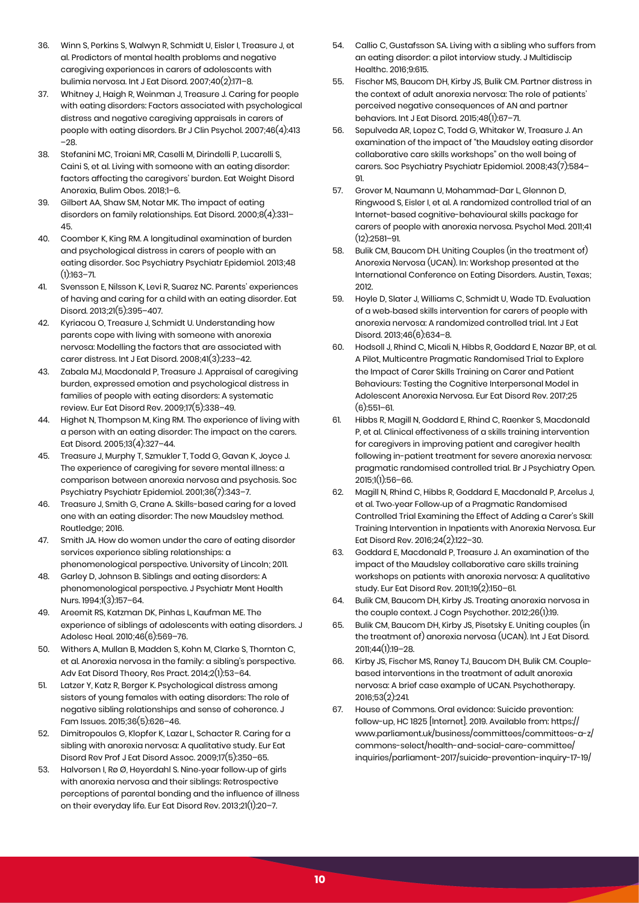36. Winn S, Perkins S, Walwyn R, Schmidt U, Eisler I, Treasure J, et al. Predictors of mental health problems and negative caregiving experiences in carers of adolescents with bulimia nervosa. Int J Eat Disord. 2007;40(2):171–8.
37. Whitney J, Haigh R, Weinman J, Treasure J. Caring for people with eating disorders: Factors associated with psychological distress and negative caregiving appraisals in carers of people with eating disorders. Br J Clin Psychol. 2007;46(4):413–28.
38. Stefanini MC, Troiani MR, Caselli M, Dirindelli P, Lucarelli S, Caini S, et al. Living with someone with an eating disorder: factors affecting the caregivers' burden. Eat Weight Disord Anorexia, Bulim Obes. 2018;1–6.
39. Gilbert AA, Shaw SM, Notar MK. The impact of eating disorders on family relationships. Eat Disord. 2000;8(4):331–45.
40. Coomber K, King RM. A longitudinal examination of burden and psychological distress in carers of people with an eating disorder. Soc Psychiatry Psychiatr Epidemiol. 2013;48(1):163–71.
41. Svensson E, Nilsson K, Levi R, Suarez NC. Parents' experiences of having and caring for a child with an eating disorder. Eat Disord. 2013;21(5):395–407.
42. Kyriacou O, Treasure J, Schmidt U. Understanding how parents cope with living with someone with anorexia nervosa: Modelling the factors that are associated with carer distress. Int J Eat Disord. 2008;41(3):233–42.
43. Zabala MJ, Macdonald P, Treasure J. Appraisal of caregiving burden, expressed emotion and psychological distress in families of people with eating disorders: A systematic review. Eur Eat Disord Rev. 2009;17(5):338–49.
44. Highet N, Thompson M, King RM. The experience of living with a person with an eating disorder: The impact on the carers. Eat Disord. 2005;13(4):327–44.
45. Treasure J, Murphy T, Szmukler T, Todd G, Gavan K, Joyce J. The experience of caregiving for severe mental illness: a comparison between anorexia nervosa and psychosis. Soc Psychiatry Psychiatr Epidemiol. 2001;36(7):343–7.
46. Treasure J, Smith G, Crane A. Skills-based caring for a loved one with an eating disorder: The new Maudsley method. Routledge; 2016.
47. Smith JA. How do women under the care of eating disorder services experience sibling relationships: a phenomenological perspective. University of Lincoln; 2011.
48. Garley D, Johnson B. Siblings and eating disorders: A phenomenological perspective. J Psychiatr Ment Health Nurs. 1994;1(3):157–64.
49. Areemit RS, Katzman DK, Pinhas L, Kaufman ME. The experience of siblings of adolescents with eating disorders. J Adolesc Heal. 2010;46(6):569–76.
50. Withers A, Mullan B, Madden S, Kohn M, Clarke S, Thornton C, et al. Anorexia nervosa in the family: a sibling's perspective. Adv Eat Disord Theory, Res Pract. 2014;2(1):53–64.
51. Latzer Y, Katz R, Berger K. Psychological distress among sisters of young females with eating disorders: The role of negative sibling relationships and sense of coherence. J Fam Issues. 2015;36(5):626–46.
52. Dimitropoulos G, Klopfer K, Lazar L, Schacter R. Caring for a sibling with anorexia nervosa: A qualitative study. Eur Eat Disord Rev Prof J Eat Disord Assoc. 2009;17(5):350–65.
53. Halvorsen I, Rø Ø, Heyerdahl S. Nine-year follow-up of girls with anorexia nervosa and their siblings: Retrospective perceptions of parental bonding and the influence of illness on their everyday life. Eur Eat Disord Rev. 2013;21(1):20–7.
54. Callio C, Gustafsson SA. Living with a sibling who suffers from an eating disorder: a pilot interview study. J Multidiscip Healthc. 2016;9:615.
55. Fischer MS, Baucom DH, Kirby JS, Bulik CM. Partner distress in the context of adult anorexia nervosa: The role of patients' perceived negative consequences of AN and partner behaviors. Int J Eat Disord. 2015;48(1):67–71.
56. Sepulveda AR, Lopez C, Todd G, Whitaker W, Treasure J. An examination of the impact of "the Maudsley eating disorder collaborative care skills workshops" on the well being of carers. Soc Psychiatry Psychiatr Epidemiol. 2008;43(7):584–91.
57. Grover M, Naumann U, Mohammad-Dar L, Glennon D, Ringwood S, Eisler I, et al. A randomized controlled trial of an Internet-based cognitive-behavioural skills package for carers of people with anorexia nervosa. Psychol Med. 2011;41(12):2581–91.
58. Bulik CM, Baucom DH. Uniting Couples (in the treatment of) Anorexia Nervosa (UCAN). In: Workshop presented at the International Conference on Eating Disorders. Austin, Texas; 2012.
59. Hoyle D, Slater J, Williams C, Schmidt U, Wade TD. Evaluation of a web-based skills intervention for carers of people with anorexia nervosa: A randomized controlled trial. Int J Eat Disord. 2013;46(6):634–8.
60. Hodsoll J, Rhind C, Micali N, Hibbs R, Goddard E, Nazar BP, et al. A Pilot, Multicentre Pragmatic Randomised Trial to Explore the Impact of Carer Skills Training on Carer and Patient Behaviours: Testing the Cognitive Interpersonal Model in Adolescent Anorexia Nervosa. Eur Eat Disord Rev. 2017;25(6):551–61.
61. Hibbs R, Magill N, Goddard E, Rhind C, Raenker S, Macdonald P, et al. Clinical effectiveness of a skills training intervention for caregivers in improving patient and caregiver health following in-patient treatment for severe anorexia nervosa: pragmatic randomised controlled trial. Br J Psychiatry Open. 2015;1(1):56–66.
62. Magill N, Rhind C, Hibbs R, Goddard E, Macdonald P, Arcelus J, et al. Two-year Follow-up of a Pragmatic Randomised Controlled Trial Examining the Effect of Adding a Carer's Skill Training Intervention in Inpatients with Anorexia Nervosa. Eur Eat Disord Rev. 2016;24(2):122–30.
63. Goddard E, Macdonald P, Treasure J. An examination of the impact of the Maudsley collaborative care skills training workshops on patients with anorexia nervosa: A qualitative study. Eur Eat Disord Rev. 2011;19(2):150–61.
64. Bulik CM, Baucom DH, Kirby JS. Treating anorexia nervosa in the couple context. J Cogn Psychother. 2012;26(1):19.
65. Bulik CM, Baucom DH, Kirby JS, Pisetsky E. Uniting couples (in the treatment of) anorexia nervosa (UCAN). Int J Eat Disord. 2011;44(1):19–28.
66. Kirby JS, Fischer MS, Raney TJ, Baucom DH, Bulik CM. Couple-based interventions in the treatment of adult anorexia nervosa: A brief case example of UCAN. Psychotherapy. 2016;53(2):241.
67. House of Commons. Oral evidence: Suicide prevention: follow-up, HC 1825 [Internet]. 2019. Available from: https://www.parliament.uk/business/committees/committees-a-z/commons-select/health-and-social-care-committee/inquiries/parliament-2017/suicide-prevention-inquiry-17-19/